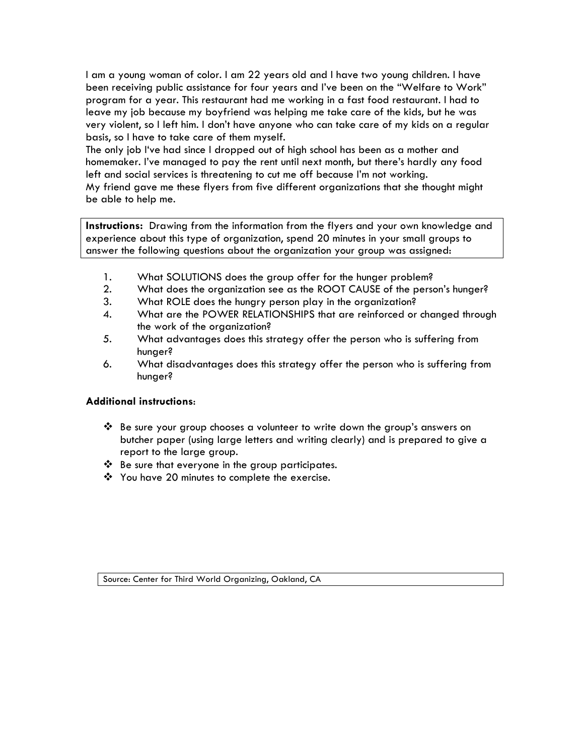I am a young woman of color. I am 22 years old and I have two young children. I have been receiving public assistance for four years and I've been on the "Welfare to Work" program for a year. This restaurant had me working in a fast food restaurant. I had to leave my job because my boyfriend was helping me take care of the kids, but he was very violent, so I left him. I don't have anyone who can take care of my kids on a regular basis, so I have to take care of them myself.
The only job I've had since I dropped out of high school has been as a mother and homemaker. I've managed to pay the rent until next month, but there's hardly any food left and social services is threatening to cut me off because I'm not working.
My friend gave me these flyers from five different organizations that she thought might be able to help me.

**Instructions:** Drawing from the information from the flyers and your own knowledge and experience about this type of organization, spend 20 minutes in your small groups to answer the following questions about the organization your group was assigned:

1. What SOLUTIONS does the group offer for the hunger problem?
2. What does the organization see as the ROOT CAUSE of the person's hunger?
3. What ROLE does the hungry person play in the organization?
4. What are the POWER RELATIONSHIPS that are reinforced or changed through the work of the organization?
5. What advantages does this strategy offer the person who is suffering from hunger?
6. What disadvantages does this strategy offer the person who is suffering from hunger?

**Additional instructions**:

- Be sure your group chooses a volunteer to write down the group's answers on butcher paper (using large letters and writing clearly) and is prepared to give a report to the large group.
- Be sure that everyone in the group participates.
- You have 20 minutes to complete the exercise.

Source: Center for Third World Organizing, Oakland, CA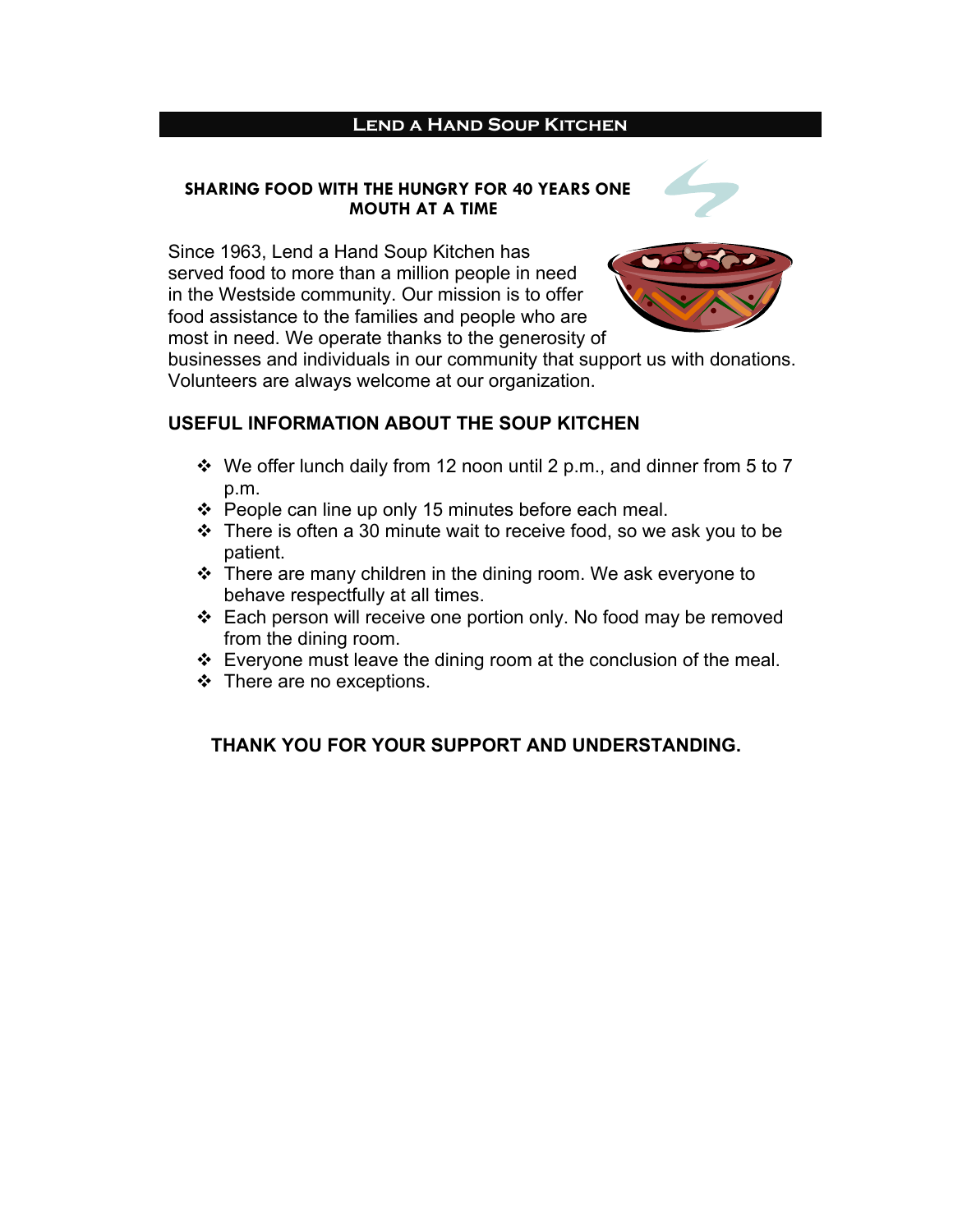# Lend a Hand Soup Kitchen

## SHARING FOOD WITH THE HUNGRY FOR 40 YEARS ONE MOUTH AT A TIME

Since 1963, Lend a Hand Soup Kitchen has served food to more than a million people in need in the Westside community. Our mission is to offer food assistance to the families and people who are most in need. We operate thanks to the generosity of businesses and individuals in our community that support us with donations. Volunteers are always welcome at our organization.

## USEFUL INFORMATION ABOUT THE SOUP KITCHEN

- We offer lunch daily from 12 noon until 2 p.m., and dinner from 5 to 7 p.m.
- People can line up only 15 minutes before each meal.
- There is often a 30 minute wait to receive food, so we ask you to be patient.
- There are many children in the dining room. We ask everyone to behave respectfully at all times.
- Each person will receive one portion only. No food may be removed from the dining room.
- Everyone must leave the dining room at the conclusion of the meal.
- There are no exceptions.

**THANK YOU FOR YOUR SUPPORT AND UNDERSTANDING.**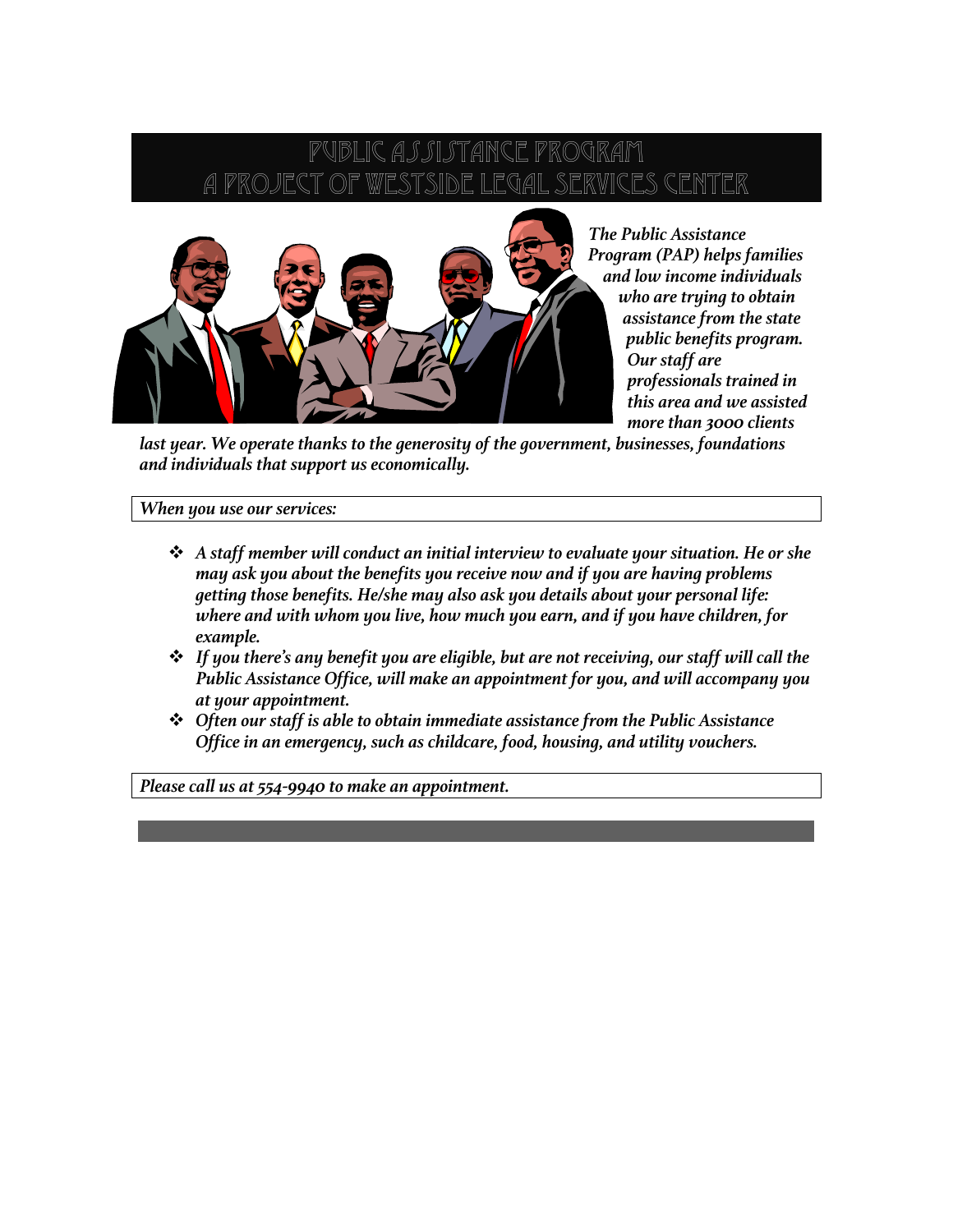# PUBLIC ASSISTANCE PROGRAM
# A PROJECT OF WESTSIDE LEGAL SERVICES CENTER

*The Public Assistance Program (PAP) helps families and low income individuals who are trying to obtain assistance from the state public benefits program. Our staff are professionals trained in this area and we assisted more than 3000 clients last year. We operate thanks to the generosity of the government, businesses, foundations and individuals that support us economically.*

*When you use our services:*

- *A staff member will conduct an initial interview to evaluate your situation. He or she may ask you about the benefits you receive now and if you are having problems getting those benefits. He/she may also ask you details about your personal life: where and with whom you live, how much you earn, and if you have children, for example.*
- *If you there's any benefit you are eligible, but are not receiving, our staff will call the Public Assistance Office, will make an appointment for you, and will accompany you at your appointment.*
- *Often our staff is able to obtain immediate assistance from the Public Assistance Office in an emergency, such as childcare, food, housing, and utility vouchers.*

*Please call us at 554-9940 to make an appointment.*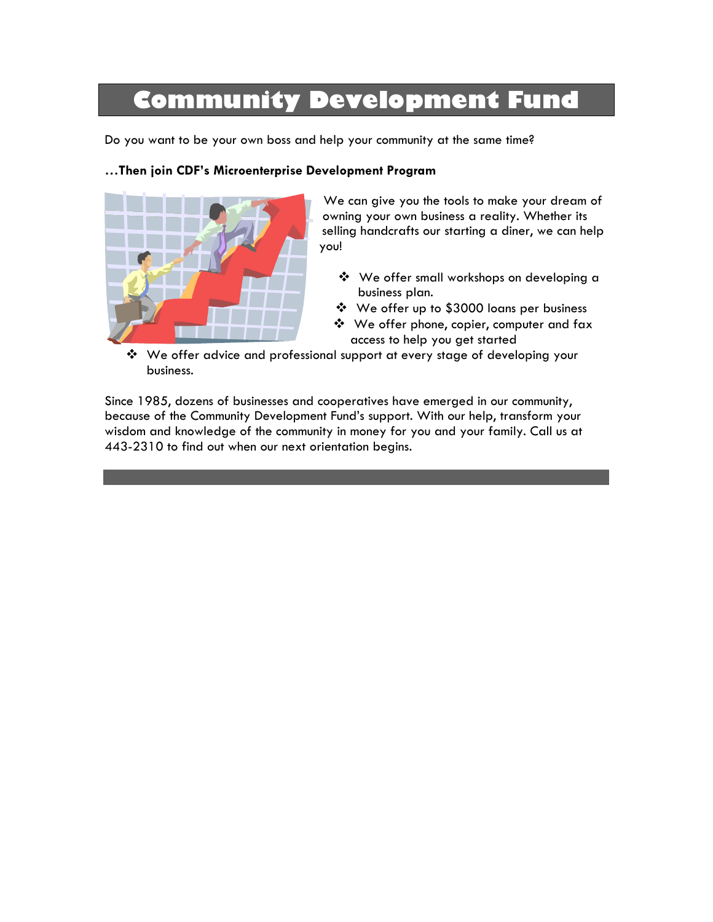# Community Development Fund

Do you want to be your own boss and help your community at the same time?

**…Then join CDF's Microenterprise Development Program**

We can give you the tools to make your dream of owning your own business a reality. Whether its selling handcrafts our starting a diner, we can help you!

- We offer small workshops on developing a business plan.
- We offer up to $3000 loans per business
- We offer phone, copier, computer and fax access to help you get started
- We offer advice and professional support at every stage of developing your business.

Since 1985, dozens of businesses and cooperatives have emerged in our community, because of the Community Development Fund's support. With our help, transform your wisdom and knowledge of the community in money for you and your family. Call us at 443-2310 to find out when our next orientation begins.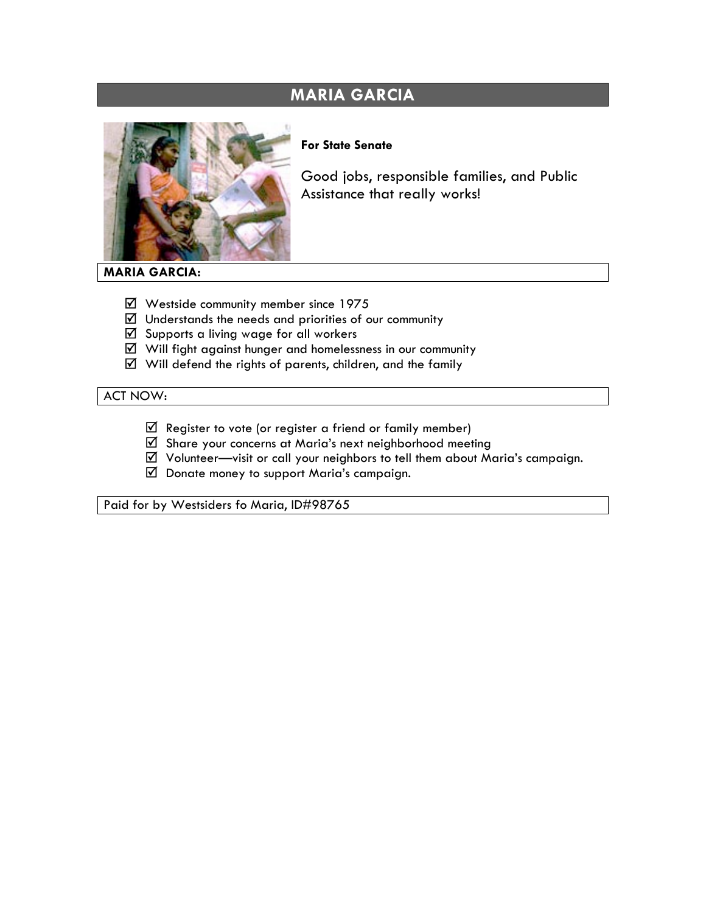# MARIA GARCIA

**For State Senate**

Good jobs, responsible families, and Public Assistance that really works!

**MARIA GARCIA:**

- ☑ Westside community member since 1975
- ☑ Understands the needs and priorities of our community
- ☑ Supports a living wage for all workers
- ☑ Will fight against hunger and homelessness in our community
- ☑ Will defend the rights of parents, children, and the family

ACT NOW:

- ☑ Register to vote (or register a friend or family member)
- ☑ Share your concerns at Maria's next neighborhood meeting
- ☑ Volunteer—visit or call your neighbors to tell them about Maria's campaign.
- ☑ Donate money to support Maria's campaign.

Paid for by Westsiders fo Maria, ID#98765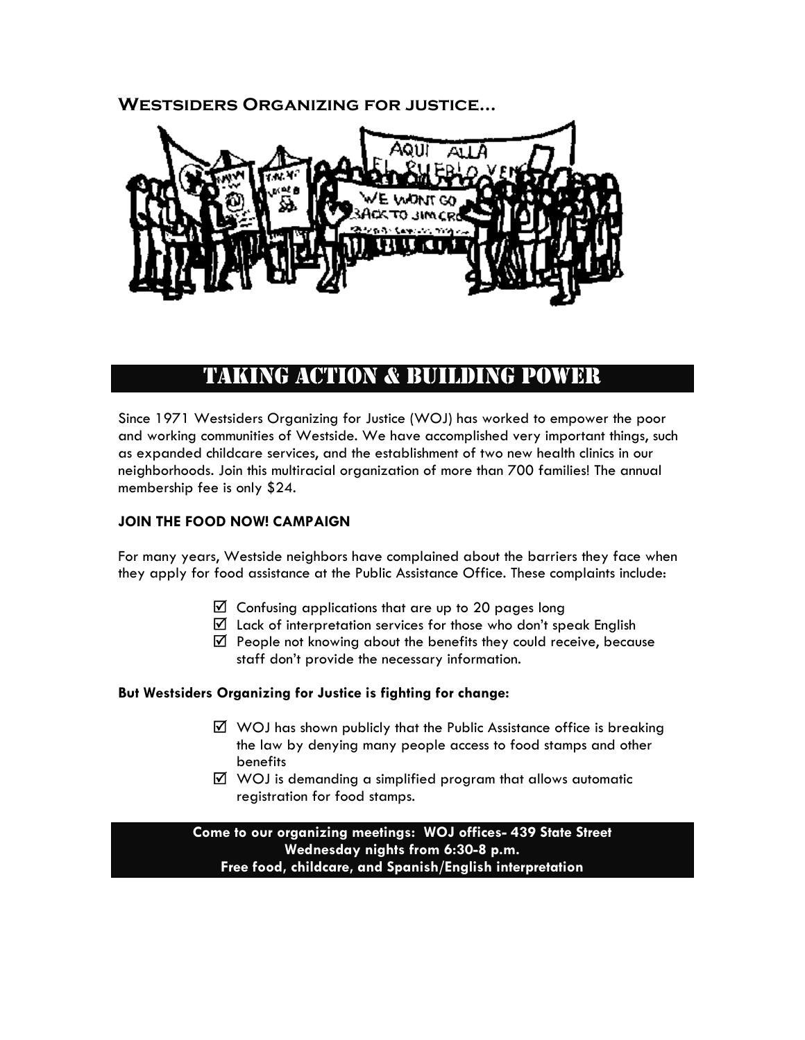**Westsiders Organizing for justice…**

# TAKING ACTION & BUILDING POWER

Since 1971 Westsiders Organizing for Justice (WOJ) has worked to empower the poor and working communities of Westside. We have accomplished very important things, such as expanded childcare services, and the establishment of two new health clinics in our neighborhoods. Join this multiracial organization of more than 700 families! The annual membership fee is only $24.

**JOIN THE FOOD NOW! CAMPAIGN**

For many years, Westside neighbors have complained about the barriers they face when they apply for food assistance at the Public Assistance Office. These complaints include:

- ☑ Confusing applications that are up to 20 pages long
- ☑ Lack of interpretation services for those who don't speak English
- ☑ People not knowing about the benefits they could receive, because staff don't provide the necessary information.

**But Westsiders Organizing for Justice is fighting for change:**

- ☑ WOJ has shown publicly that the Public Assistance office is breaking the law by denying many people access to food stamps and other benefits
- ☑ WOJ is demanding a simplified program that allows automatic registration for food stamps.

**Come to our organizing meetings: WOJ offices- 439 State Street**
**Wednesday nights from 6:30-8 p.m.**
**Free food, childcare, and Spanish/English interpretation**